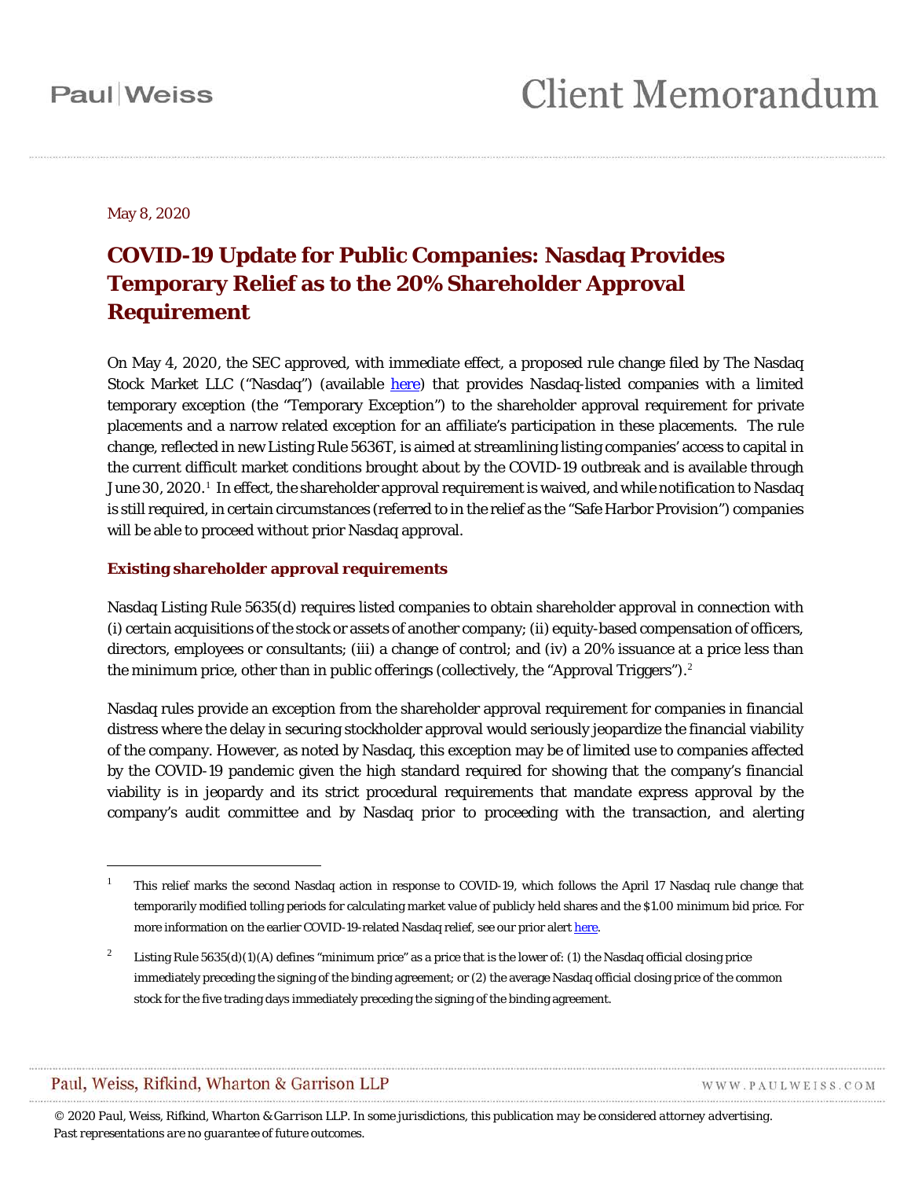Paul | Weiss

# Client Memorandum

May 8, 2020

## COVID-19 Update for Public Companies: Nasdaq Provides Temporary Relief as to the 20% Shareholder Approval Requirement

On May 4, 2020, the SEC approved, with immediate effect, a proposed rule change filed by The Nasdaq Stock Market LLC ("Nasdaq") (available here) that provides Nasdaq-listed companies with a limited temporary exception (the "Temporary Exception") to the shareholder approval requirement for private placements and a narrow related exception for an affiliate's participation in these placements. The rule change, reflected in new Listing Rule 5636T, is aimed at streamlining listing companies' access to capital in the current difficult market conditions brought about by the COVID-19 outbreak and is available through June 30, 2020.[1] In effect, the shareholder approval requirement is waived, and while notification to Nasdaq is still required, in certain circumstances (referred to in the relief as the "Safe Harbor Provision") companies will be able to proceed without prior Nasdaq approval.

### Existing shareholder approval requirements

Nasdaq Listing Rule 5635(d) requires listed companies to obtain shareholder approval in connection with (i) certain acquisitions of the stock or assets of another company; (ii) equity-based compensation of officers, directors, employees or consultants; (iii) a change of control; and (iv) a 20% issuance at a price less than the minimum price, other than in public offerings (collectively, the "Approval Triggers").[2]

Nasdaq rules provide an exception from the shareholder approval requirement for companies in financial distress where the delay in securing stockholder approval would seriously jeopardize the financial viability of the company. However, as noted by Nasdaq, this exception may be of limited use to companies affected by the COVID-19 pandemic given the high standard required for showing that the company's financial viability is in jeopardy and its strict procedural requirements that mandate express approval by the company's audit committee and by Nasdaq prior to proceeding with the transaction, and alerting

---

[1] This relief marks the second Nasdaq action in response to COVID-19, which follows the April 17 Nasdaq rule change that temporarily modified tolling periods for calculating market value of publicly held shares and the $1.00 minimum bid price. For more information on the earlier COVID-19-related Nasdaq relief, see our prior alert here.

[2] Listing Rule 5635(d)(1)(A) defines "minimum price" as a price that is the lower of: (1) the Nasdaq official closing price immediately preceding the signing of the binding agreement; or (2) the average Nasdaq official closing price of the common stock for the five trading days immediately preceding the signing of the binding agreement.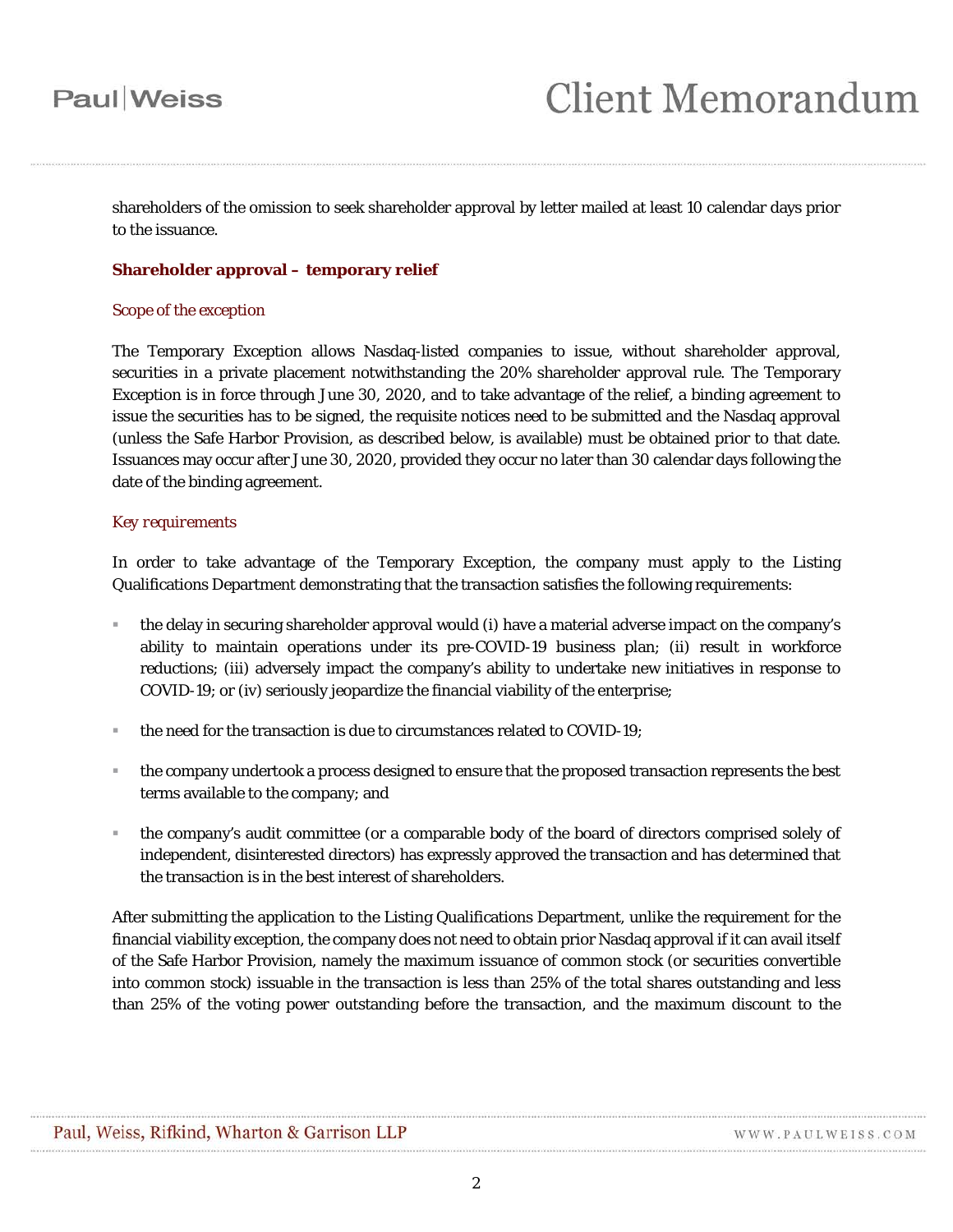shareholders of the omission to seek shareholder approval by letter mailed at least 10 calendar days prior to the issuance.

### Shareholder approval – temporary relief

*Scope of the exception*

The Temporary Exception allows Nasdaq-listed companies to issue, without shareholder approval, securities in a private placement notwithstanding the 20% shareholder approval rule. The Temporary Exception is in force through June 30, 2020, and to take advantage of the relief, a binding agreement to issue the securities has to be signed, the requisite notices need to be submitted and the Nasdaq approval (unless the Safe Harbor Provision, as described below, is available) must be obtained prior to that date. Issuances may occur after June 30, 2020, provided they occur no later than 30 calendar days following the date of the binding agreement.

*Key requirements*

In order to take advantage of the Temporary Exception, the company must apply to the Listing Qualifications Department demonstrating that the transaction satisfies the following requirements:

- the delay in securing shareholder approval would (i) have a material adverse impact on the company's ability to maintain operations under its pre-COVID-19 business plan; (ii) result in workforce reductions; (iii) adversely impact the company's ability to undertake new initiatives in response to COVID-19; or (iv) seriously jeopardize the financial viability of the enterprise;
- the need for the transaction is due to circumstances related to COVID-19;
- the company undertook a process designed to ensure that the proposed transaction represents the best terms available to the company; and
- the company's audit committee (or a comparable body of the board of directors comprised solely of independent, disinterested directors) has expressly approved the transaction and has determined that the transaction is in the best interest of shareholders.

After submitting the application to the Listing Qualifications Department, unlike the requirement for the financial viability exception, the company does not need to obtain prior Nasdaq approval if it can avail itself of the Safe Harbor Provision, namely the maximum issuance of common stock (or securities convertible into common stock) issuable in the transaction is less than 25% of the total shares outstanding and less than 25% of the voting power outstanding before the transaction, and the maximum discount to the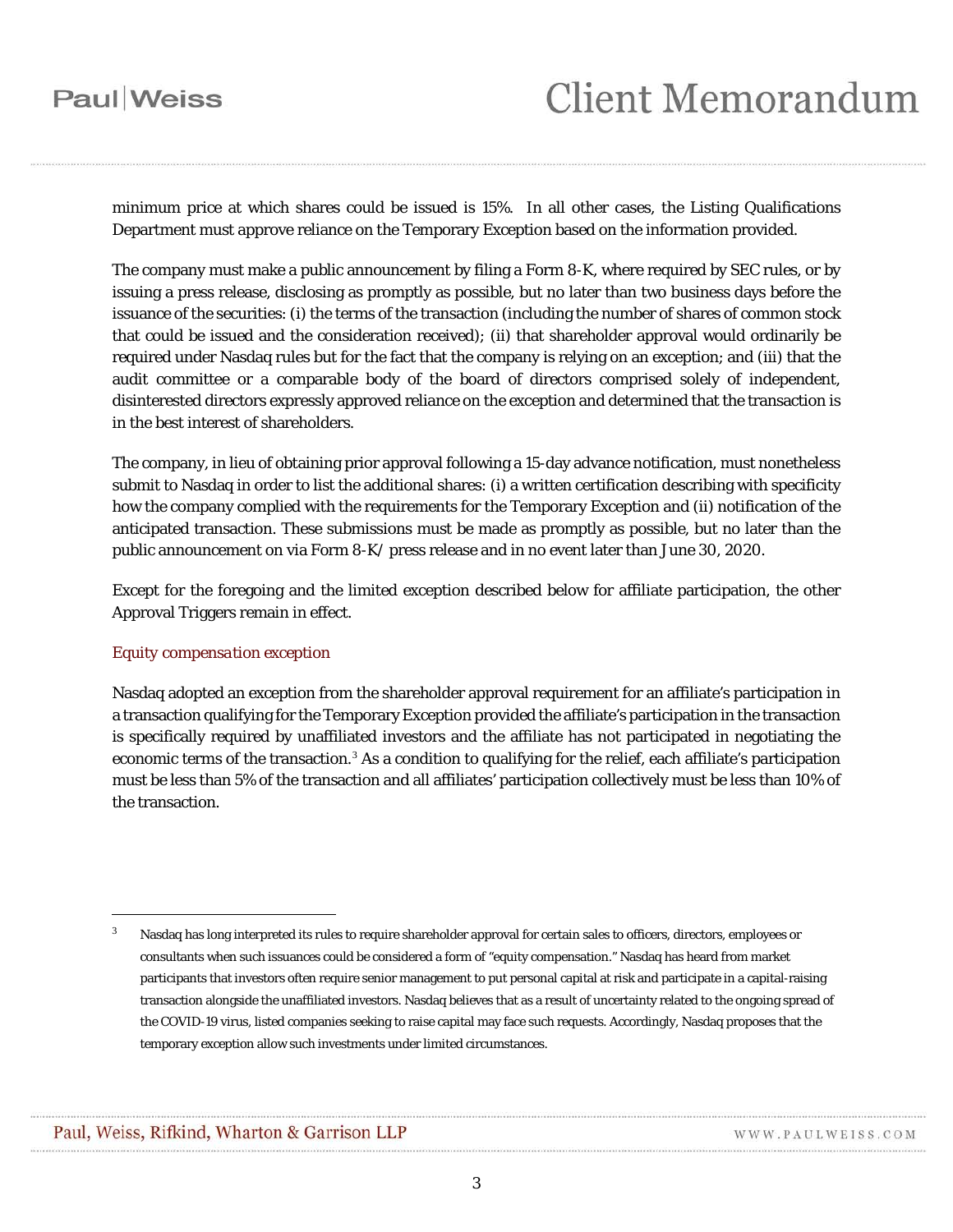minimum price at which shares could be issued is 15%. In all other cases, the Listing Qualifications Department must approve reliance on the Temporary Exception based on the information provided.

The company must make a public announcement by filing a Form 8-K, where required by SEC rules, or by issuing a press release, disclosing as promptly as possible, but no later than two business days before the issuance of the securities: (i) the terms of the transaction (including the number of shares of common stock that could be issued and the consideration received); (ii) that shareholder approval would ordinarily be required under Nasdaq rules but for the fact that the company is relying on an exception; and (iii) that the audit committee or a comparable body of the board of directors comprised solely of independent, disinterested directors expressly approved reliance on the exception and determined that the transaction is in the best interest of shareholders.

The company, in lieu of obtaining prior approval following a 15-day advance notification, must nonetheless submit to Nasdaq in order to list the additional shares: (i) a written certification describing with specificity how the company complied with the requirements for the Temporary Exception and (ii) notification of the anticipated transaction. These submissions must be made as promptly as possible, but no later than the public announcement on via Form 8-K/ press release and in no event later than June 30, 2020.

Except for the foregoing and the limited exception described below for affiliate participation, the other Approval Triggers remain in effect.

*Equity compensation exception*

Nasdaq adopted an exception from the shareholder approval requirement for an affiliate's participation in a transaction qualifying for the Temporary Exception provided the affiliate's participation in the transaction is specifically required by unaffiliated investors and the affiliate has not participated in negotiating the economic terms of the transaction.[3] As a condition to qualifying for the relief, each affiliate's participation must be less than 5% of the transaction and all affiliates' participation collectively must be less than 10% of the transaction.

---

[3] Nasdaq has long interpreted its rules to require shareholder approval for certain sales to officers, directors, employees or consultants when such issuances could be considered a form of "equity compensation." Nasdaq has heard from market participants that investors often require senior management to put personal capital at risk and participate in a capital-raising transaction alongside the unaffiliated investors. Nasdaq believes that as a result of uncertainty related to the ongoing spread of the COVID-19 virus, listed companies seeking to raise capital may face such requests. Accordingly, Nasdaq proposes that the temporary exception allow such investments under limited circumstances.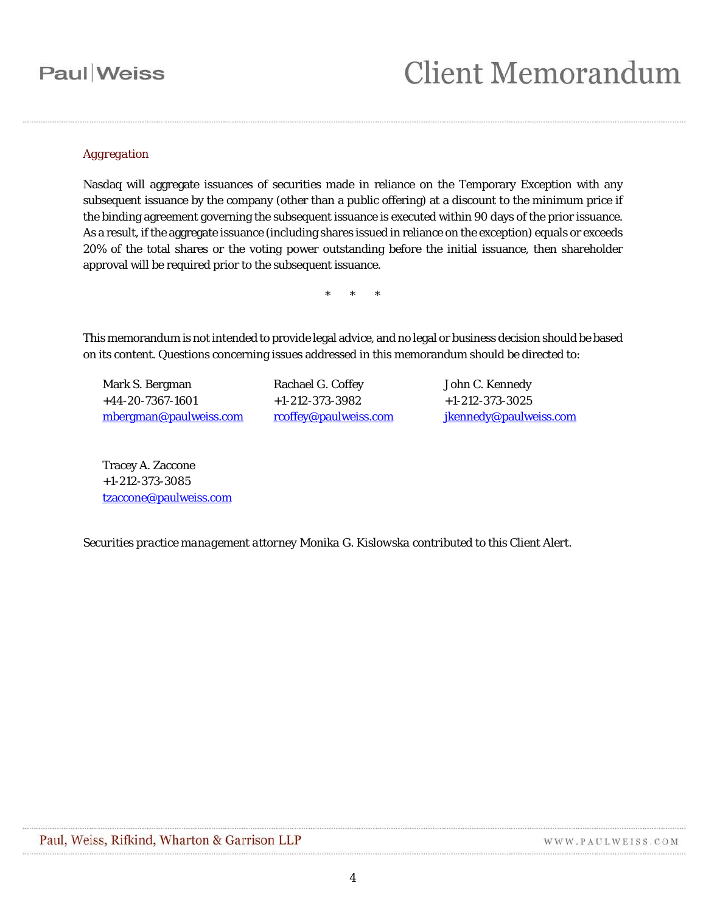### *Aggregation*

Nasdaq will aggregate issuances of securities made in reliance on the Temporary Exception with any subsequent issuance by the company (other than a public offering) at a discount to the minimum price if the binding agreement governing the subsequent issuance is executed within 90 days of the prior issuance. As a result, if the aggregate issuance (including shares issued in reliance on the exception) equals or exceeds 20% of the total shares or the voting power outstanding before the initial issuance, then shareholder approval will be required prior to the subsequent issuance.

\*   \*   \*

This memorandum is not intended to provide legal advice, and no legal or business decision should be based on its content. Questions concerning issues addressed in this memorandum should be directed to:

Mark S. Bergman
+44-20-7367-1601
mbergman@paulweiss.com

Rachael G. Coffey
+1-212-373-3982
rcoffey@paulweiss.com

John C. Kennedy
+1-212-373-3025
jkennedy@paulweiss.com

Tracey A. Zaccone
+1-212-373-3085
tzaccone@paulweiss.com

*Securities practice management attorney Monika G. Kislowska contributed to this Client Alert.*